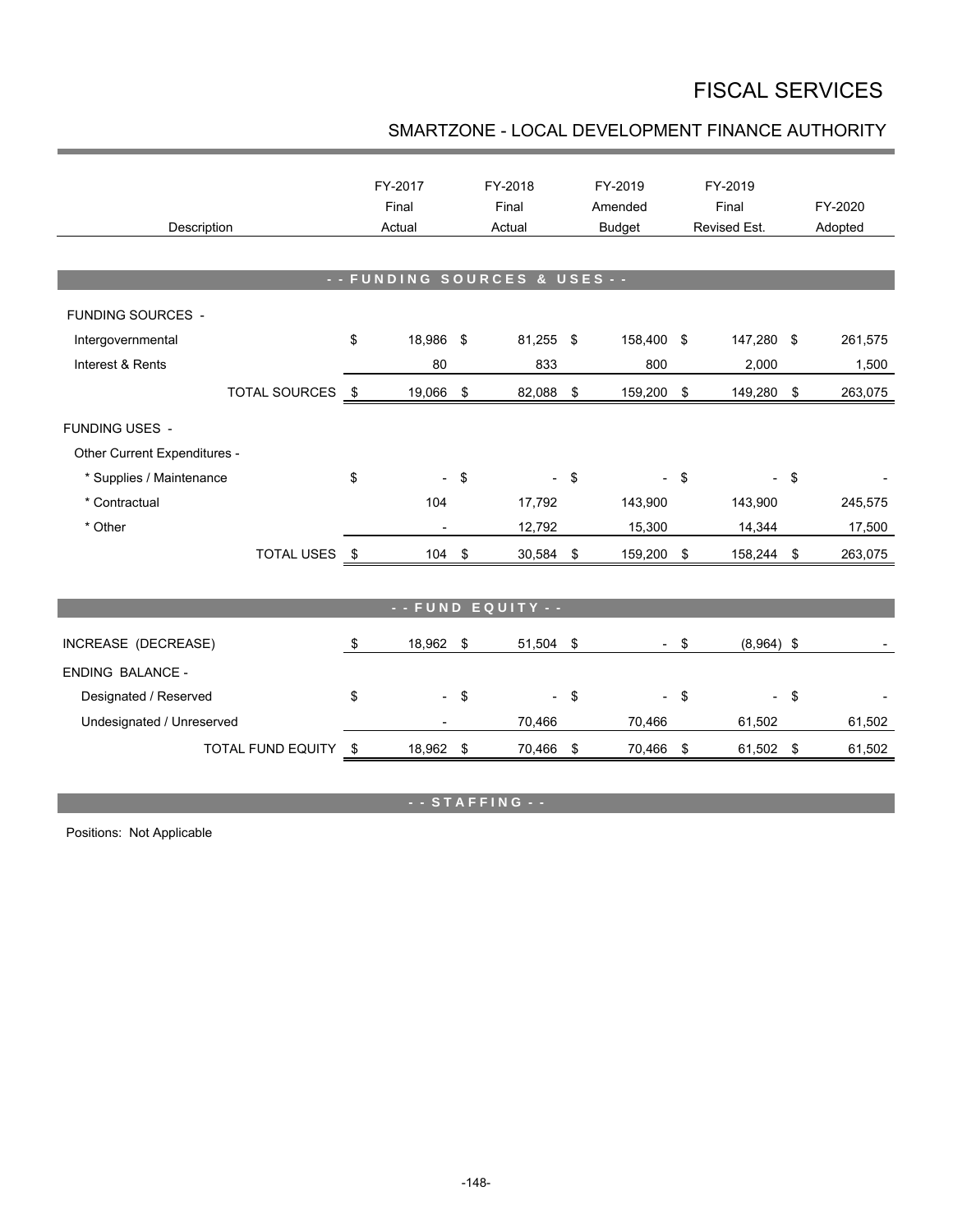# FISCAL SERVICES

## SMARTZONE - LOCAL DEVELOPMENT FINANCE AUTHORITY

| Description | FY-2017 Final Actual | FY-2018 Final Actual | FY-2019 Amended Budget | FY-2019 Final Revised Est. | FY-2020 Adopted |
|---|---|---|---|---|---|
| **- - FUNDING SOURCES & USES - -** | | | | | |
| FUNDING SOURCES - | | | | | |
| Intergovernmental | $ 18,986 | $ 81,255 | $ 158,400 | $ 147,280 | $ 261,575 |
| Interest & Rents | 80 | 833 | 800 | 2,000 | 1,500 |
| TOTAL SOURCES | $ 19,066 | $ 82,088 | $ 159,200 | $ 149,280 | $ 263,075 |
| FUNDING USES - | | | | | |
| Other Current Expenditures - | | | | | |
| * Supplies / Maintenance | $ - | $ - | $ - | $ - | $ - |
| * Contractual | 104 | 17,792 | 143,900 | 143,900 | 245,575 |
| * Other | - | 12,792 | 15,300 | 14,344 | 17,500 |
| TOTAL USES | $ 104 | $ 30,584 | $ 159,200 | $ 158,244 | $ 263,075 |
| **- - FUND EQUITY - -** | | | | | |
| INCREASE (DECREASE) | $ 18,962 | $ 51,504 | $ - | $ (8,964) | $ - |
| ENDING BALANCE - | | | | | |
| Designated / Reserved | $ - | $ - | $ - | $ - | $ - |
| Undesignated / Unreserved | - | 70,466 | 70,466 | 61,502 | 61,502 |
| TOTAL FUND EQUITY | $ 18,962 | $ 70,466 | $ 70,466 | $ 61,502 | $ 61,502 |

**- - STAFFING - -**

Positions: Not Applicable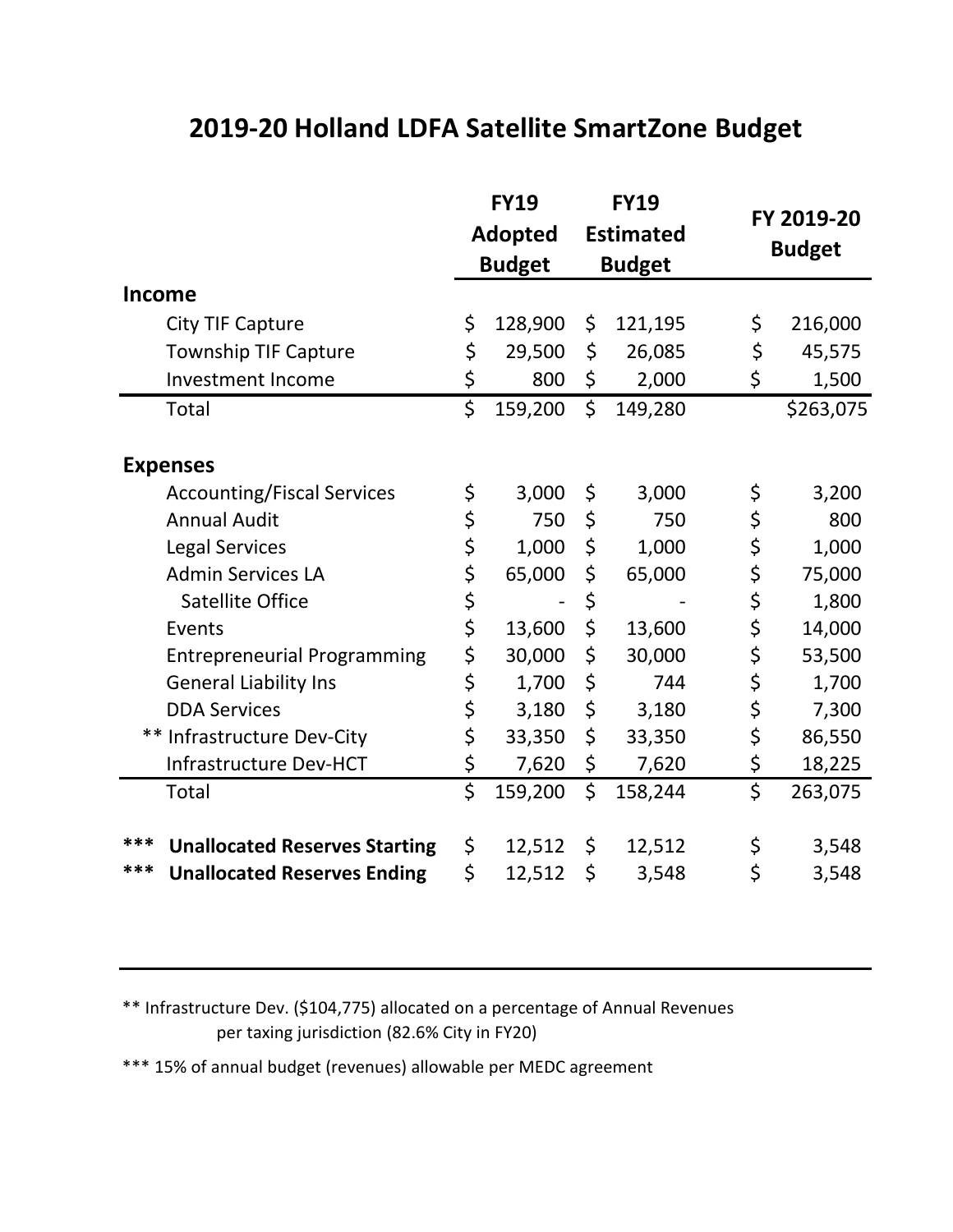# 2019-20 Holland LDFA Satellite SmartZone Budget

| | FY19 Adopted Budget | FY19 Estimated Budget | FY 2019-20 Budget |
|---|---|---|---|
| **Income** | | | |
| City TIF Capture | $ 128,900 | $ 121,195 | $ 216,000 |
| Township TIF Capture | $ 29,500 | $ 26,085 | $ 45,575 |
| Investment Income | $ 800 | $ 2,000 | $ 1,500 |
| Total | $ 159,200 | $ 149,280 | $263,075 |
| | | | |
| **Expenses** | | | |
| Accounting/Fiscal Services | $ 3,000 | $ 3,000 | $ 3,200 |
| Annual Audit | $ 750 | $ 750 | $ 800 |
| Legal Services | $ 1,000 | $ 1,000 | $ 1,000 |
| Admin Services LA | $ 65,000 | $ 65,000 | $ 75,000 |
| Satellite Office | $ - | $ - | $ 1,800 |
| Events | $ 13,600 | $ 13,600 | $ 14,000 |
| Entrepreneurial Programming | $ 30,000 | $ 30,000 | $ 53,500 |
| General Liability Ins | $ 1,700 | $ 744 | $ 1,700 |
| DDA Services | $ 3,180 | $ 3,180 | $ 7,300 |
| ** Infrastructure Dev-City | $ 33,350 | $ 33,350 | $ 86,550 |
| Infrastructure Dev-HCT | $ 7,620 | $ 7,620 | $ 18,225 |
| Total | $ 159,200 | $ 158,244 | $ 263,075 |
| | | | |
| *** **Unallocated Reserves Starting** | $ 12,512 | $ 12,512 | $ 3,548 |
| *** **Unallocated Reserves Ending** | $ 12,512 | $ 3,548 | $ 3,548 |

** Infrastructure Dev. ($104,775) allocated on a percentage of Annual Revenues per taxing jurisdiction (82.6% City in FY20)

*** 15% of annual budget (revenues) allowable per MEDC agreement